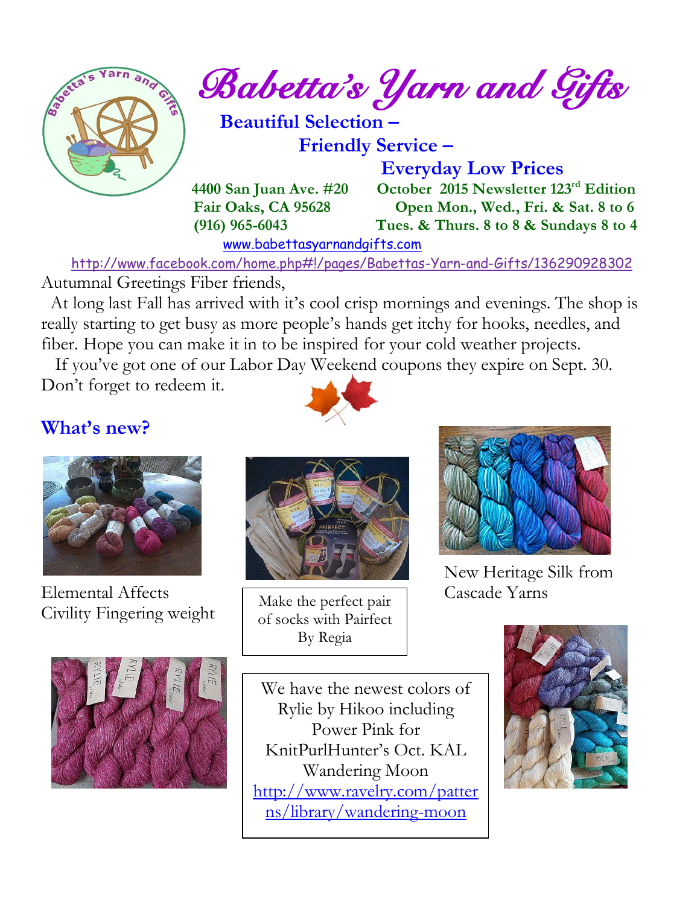# Babetta's Yarn and Gifts

**Beautiful Selection –**

**Friendly Service –**

**Everyday Low Prices**

**4400 San Juan Ave. #20**
**Fair Oaks, CA 95628**
**(916) 965-6043**

**October 2015 Newsletter 123rd Edition**
**Open Mon., Wed., Fri. & Sat. 8 to 6**
**Tues. & Thurs. 8 to 8 & Sundays 8 to 4**

www.babettasyarnandgifts.com

http://www.facebook.com/home.php#!/pages/Babettas-Yarn-and-Gifts/136290928302

Autumnal Greetings Fiber friends,

At long last Fall has arrived with it's cool crisp mornings and evenings. The shop is really starting to get busy as more people's hands get itchy for hooks, needles, and fiber. Hope you can make it in to be inspired for your cold weather projects.

If you've got one of our Labor Day Weekend coupons they expire on Sept. 30. Don't forget to redeem it.

## What's new?

Elemental Affects Civility Fingering weight

Make the perfect pair of socks with Pairfect By Regia

New Heritage Silk from Cascade Yarns

We have the newest colors of Rylie by Hikoo including Power Pink for KnitPurlHunter's Oct. KAL Wandering Moon http://www.ravelry.com/patterns/library/wandering-moon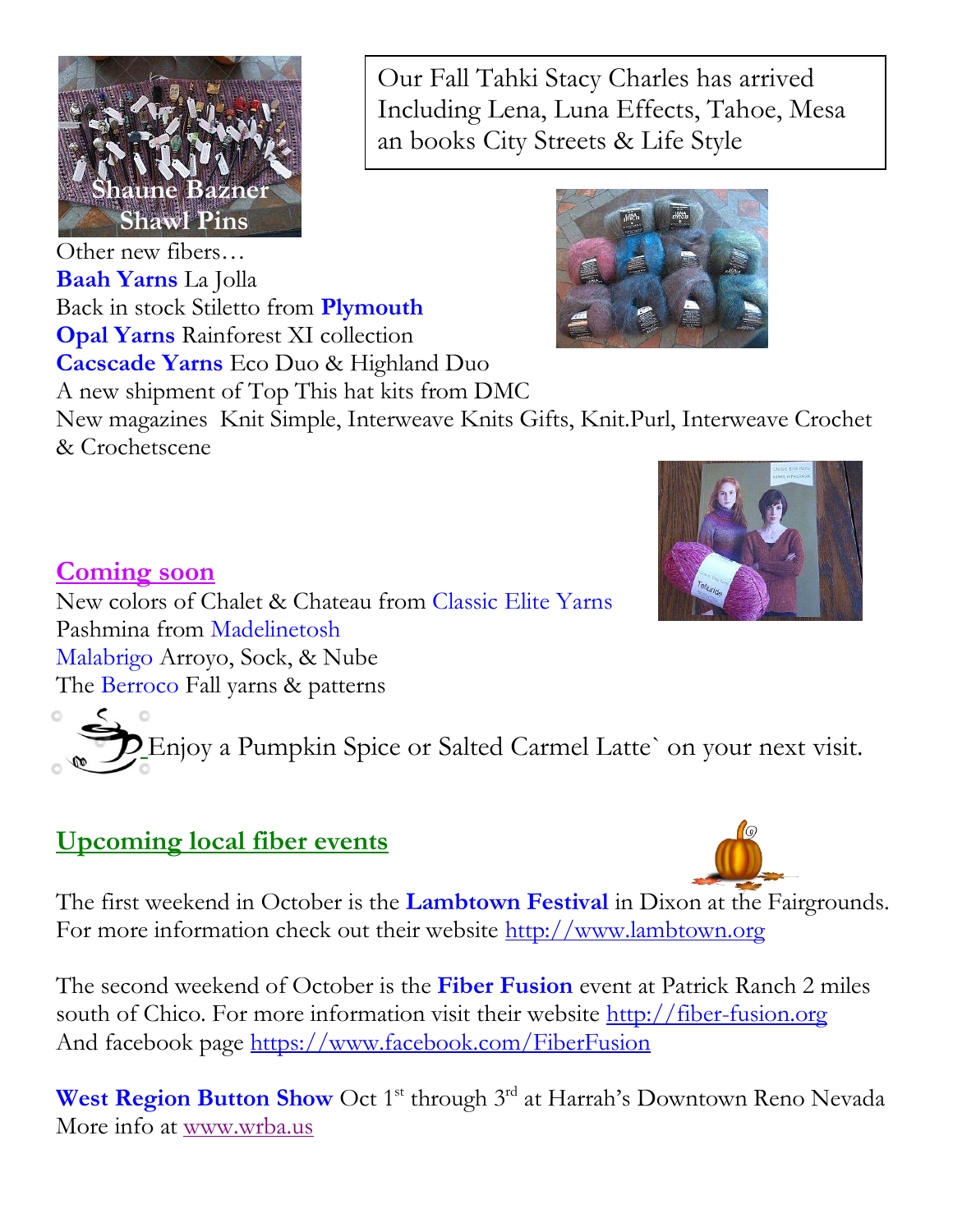Shaune Bazner Shawl Pins

Our Fall Tahki Stacy Charles has arrived Including Lena, Luna Effects, Tahoe, Mesa an books City Streets & Life Style

Other new fibers…
**Baah Yarns** La Jolla
Back in stock Stiletto from **Plymouth**
**Opal Yarns** Rainforest XI collection
**Cacscade Yarns** Eco Duo & Highland Duo
A new shipment of Top This hat kits from DMC
New magazines Knit Simple, Interweave Knits Gifts, Knit.Purl, Interweave Crochet & Crochetscene

## Coming soon

New colors of Chalet & Chateau from Classic Elite Yarns
Pashmina from Madelinetosh
Malabrigo Arroyo, Sock, & Nube
The Berroco Fall yarns & patterns

Enjoy a Pumpkin Spice or Salted Carmel Latte` on your next visit.

## Upcoming local fiber events

The first weekend in October is the **Lambtown Festival** in Dixon at the Fairgrounds. For more information check out their website http://www.lambtown.org

The second weekend of October is the **Fiber Fusion** event at Patrick Ranch 2 miles south of Chico. For more information visit their website http://fiber-fusion.org And facebook page https://www.facebook.com/FiberFusion

**West Region Button Show** Oct 1st through 3rd at Harrah's Downtown Reno Nevada More info at www.wrba.us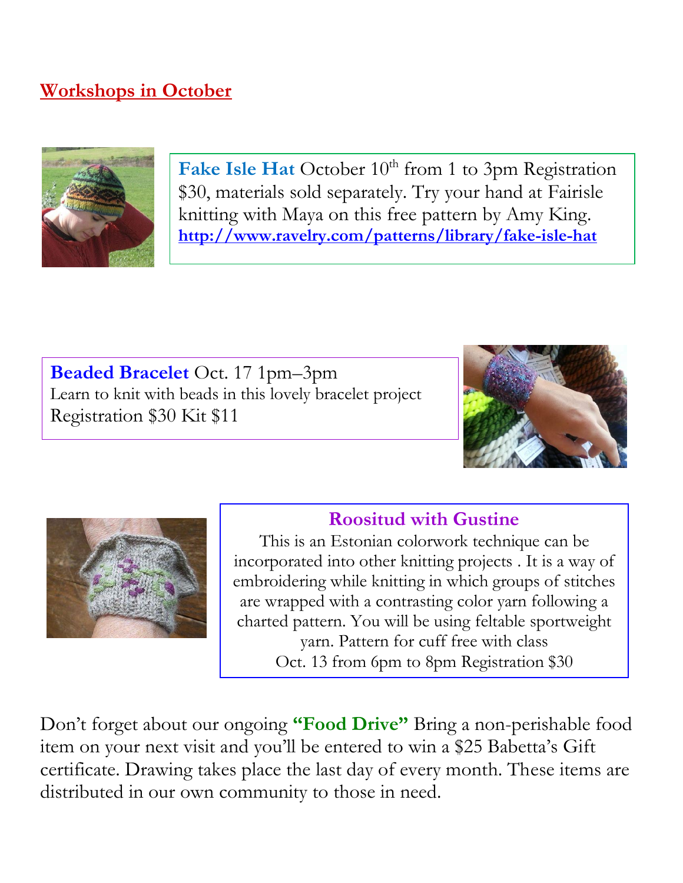## Workshops in October

**Fake Isle Hat** October 10th from 1 to 3pm Registration $30, materials sold separately. Try your hand at Fairisle knitting with Maya on this free pattern by Amy King.
**http://www.ravelry.com/patterns/library/fake-isle-hat**

**Beaded Bracelet** Oct. 17 1pm–3pm
Learn to knit with beads in this lovely bracelet project
Registration $30 Kit $11

**Roositud with Gustine**

This is an Estonian colorwork technique can be incorporated into other knitting projects . It is a way of embroidering while knitting in which groups of stitches are wrapped with a contrasting color yarn following a charted pattern. You will be using feltable sportweight yarn. Pattern for cuff free with class
Oct. 13 from 6pm to 8pm Registration $30

Don't forget about our ongoing **"Food Drive"** Bring a non-perishable food item on your next visit and you'll be entered to win a $25 Babetta's Gift certificate. Drawing takes place the last day of every month. These items are distributed in our own community to those in need.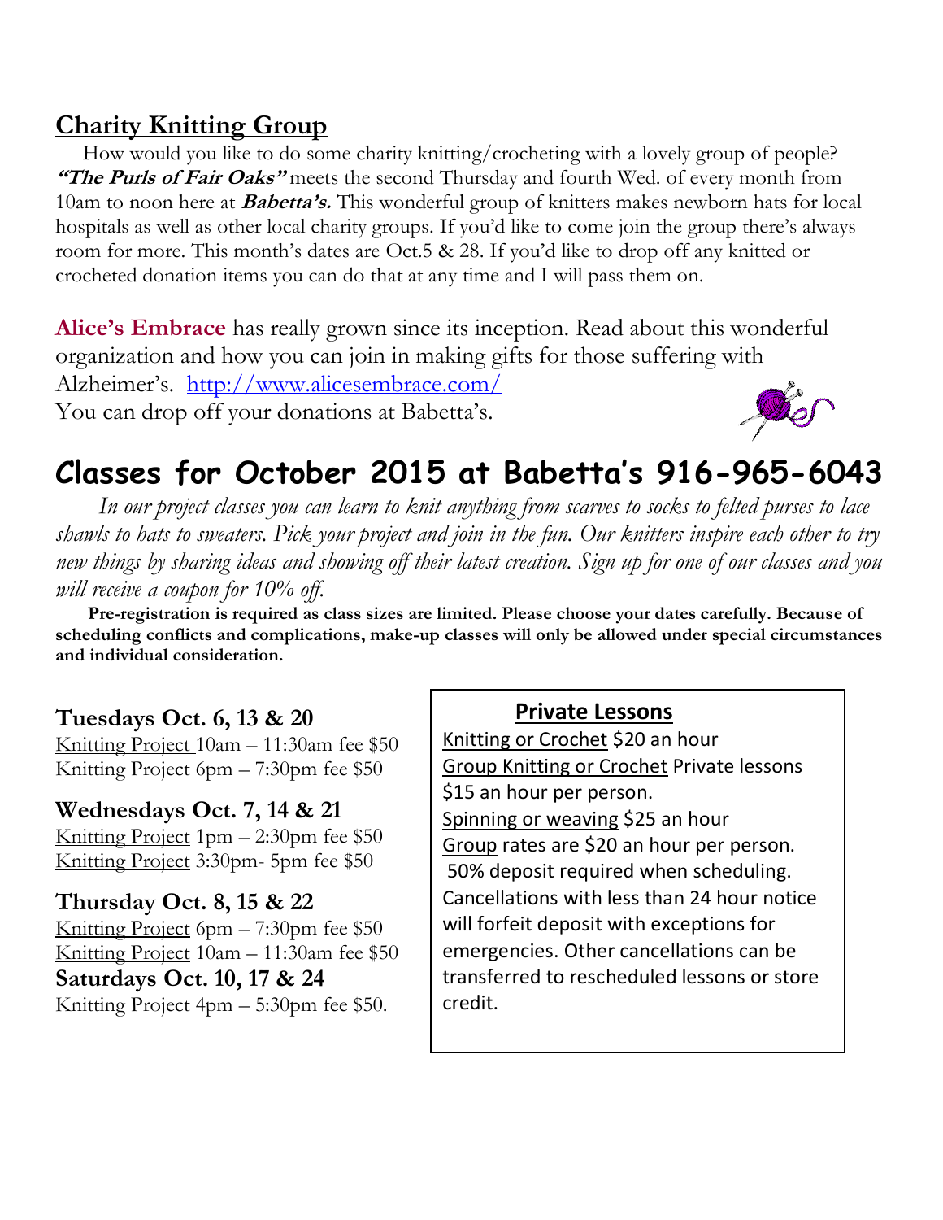## Charity Knitting Group

How would you like to do some charity knitting/crocheting with a lovely group of people? ***"The Purls of Fair Oaks"*** meets the second Thursday and fourth Wed. of every month from 10am to noon here at ***Babetta's.*** This wonderful group of knitters makes newborn hats for local hospitals as well as other local charity groups. If you'd like to come join the group there's always room for more. This month's dates are Oct.5 & 28. If you'd like to drop off any knitted or crocheted donation items you can do that at any time and I will pass them on.

**Alice's Embrace** has really grown since its inception. Read about this wonderful organization and how you can join in making gifts for those suffering with Alzheimer's. [http://www.alicesembrace.com/](http://www.alicesembrace.com/)
You can drop off your donations at Babetta's.

# Classes for October 2015 at Babetta's 916-965-6043

*In our project classes you can learn to knit anything from scarves to socks to felted purses to lace shawls to hats to sweaters. Pick your project and join in the fun. Our knitters inspire each other to try new things by sharing ideas and showing off their latest creation. Sign up for one of our classes and you will receive a coupon for 10% off.*

**Pre-registration is required as class sizes are limited. Please choose your dates carefully. Because of scheduling conflicts and complications, make-up classes will only be allowed under special circumstances and individual consideration.**

### Tuesdays Oct. 6, 13 & 20

Knitting Project 10am – 11:30am fee $50
Knitting Project 6pm – 7:30pm fee $50

### Wednesdays Oct. 7, 14 & 21

Knitting Project 1pm – 2:30pm fee $50
Knitting Project 3:30pm- 5pm fee $50

### Thursday Oct. 8, 15 & 22

Knitting Project 6pm – 7:30pm fee $50
Knitting Project 10am – 11:30am fee $50

### Saturdays Oct. 10, 17 & 24

Knitting Project 4pm – 5:30pm fee $50.

### Private Lessons

Knitting or Crochet $20 an hour
Group Knitting or Crochet Private lessons $15 an hour per person.
Spinning or weaving $25 an hour
Group rates are $20 an hour per person.
50% deposit required when scheduling. Cancellations with less than 24 hour notice will forfeit deposit with exceptions for emergencies. Other cancellations can be transferred to rescheduled lessons or store credit.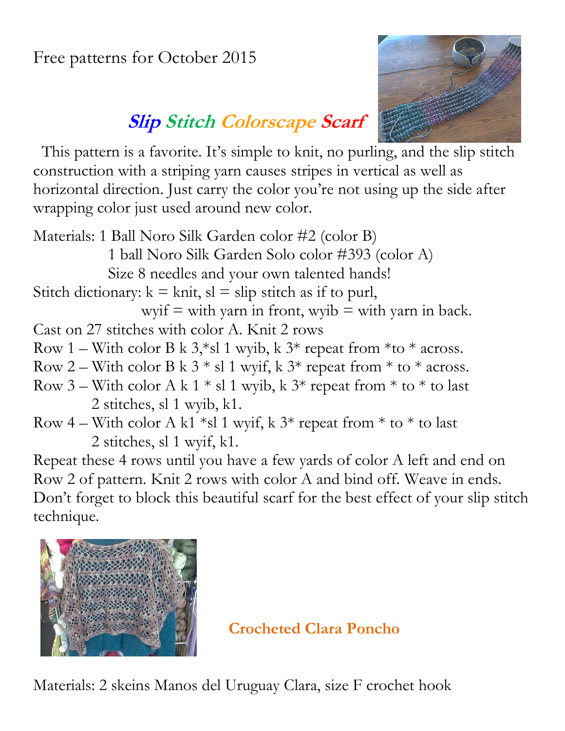Free patterns for October 2015

## ***Slip Stitch Colorscape Scarf***

This pattern is a favorite. It's simple to knit, no purling, and the slip stitch construction with a striping yarn causes stripes in vertical as well as horizontal direction. Just carry the color you're not using up the side after wrapping color just used around new color.

Materials: 1 Ball Noro Silk Garden color #2 (color B)
1 ball Noro Silk Garden Solo color #393 (color A)
Size 8 needles and your own talented hands!

Stitch dictionary: k = knit, sl = slip stitch as if to purl,
wyif = with yarn in front, wyib = with yarn in back.

Cast on 27 stitches with color A. Knit 2 rows

Row 1 – With color B k 3,*sl 1 wyib, k 3* repeat from *to * across.

Row 2 – With color B k 3 * sl 1 wyif, k 3* repeat from * to * across.

Row 3 – With color A k 1 * sl 1 wyib, k 3* repeat from * to * to last 2 stitches, sl 1 wyib, k1.

Row 4 – With color A k1 *sl 1 wyif, k 3* repeat from * to * to last 2 stitches, sl 1 wyif, k1.

Repeat these 4 rows until you have a few yards of color A left and end on Row 2 of pattern. Knit 2 rows with color A and bind off. Weave in ends. Don't forget to block this beautiful scarf for the best effect of your slip stitch technique.

## **Crocheted Clara Poncho**

Materials: 2 skeins Manos del Uruguay Clara, size F crochet hook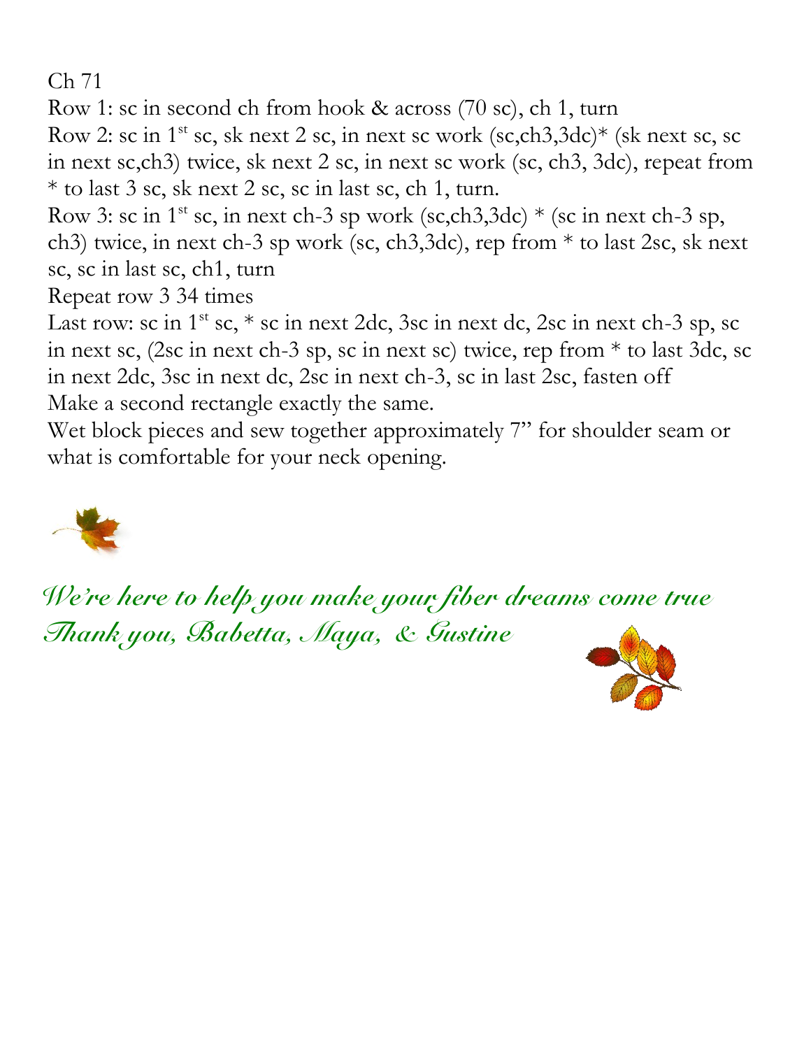Ch 71

Row 1: sc in second ch from hook & across (70 sc), ch 1, turn

Row 2: sc in 1st sc, sk next 2 sc, in next sc work (sc,ch3,3dc)* (sk next sc, sc in next sc,ch3) twice, sk next 2 sc, in next sc work (sc, ch3, 3dc), repeat from * to last 3 sc, sk next 2 sc, sc in last sc, ch 1, turn.

Row 3: sc in 1st sc, in next ch-3 sp work (sc,ch3,3dc) * (sc in next ch-3 sp, ch3) twice, in next ch-3 sp work (sc, ch3,3dc), rep from * to last 2sc, sk next sc, sc in last sc, ch1, turn

Repeat row 3 34 times

Last row: sc in 1st sc, * sc in next 2dc, 3sc in next dc, 2sc in next ch-3 sp, sc in next sc, (2sc in next ch-3 sp, sc in next sc) twice, rep from * to last 3dc, sc in next 2dc, 3sc in next dc, 2sc in next ch-3, sc in last 2sc, fasten off

Make a second rectangle exactly the same.

Wet block pieces and sew together approximately 7" for shoulder seam or what is comfortable for your neck opening.

*We're here to help you make your fiber dreams come true*
*Thank you, Babetta, Maya, & Gustine*